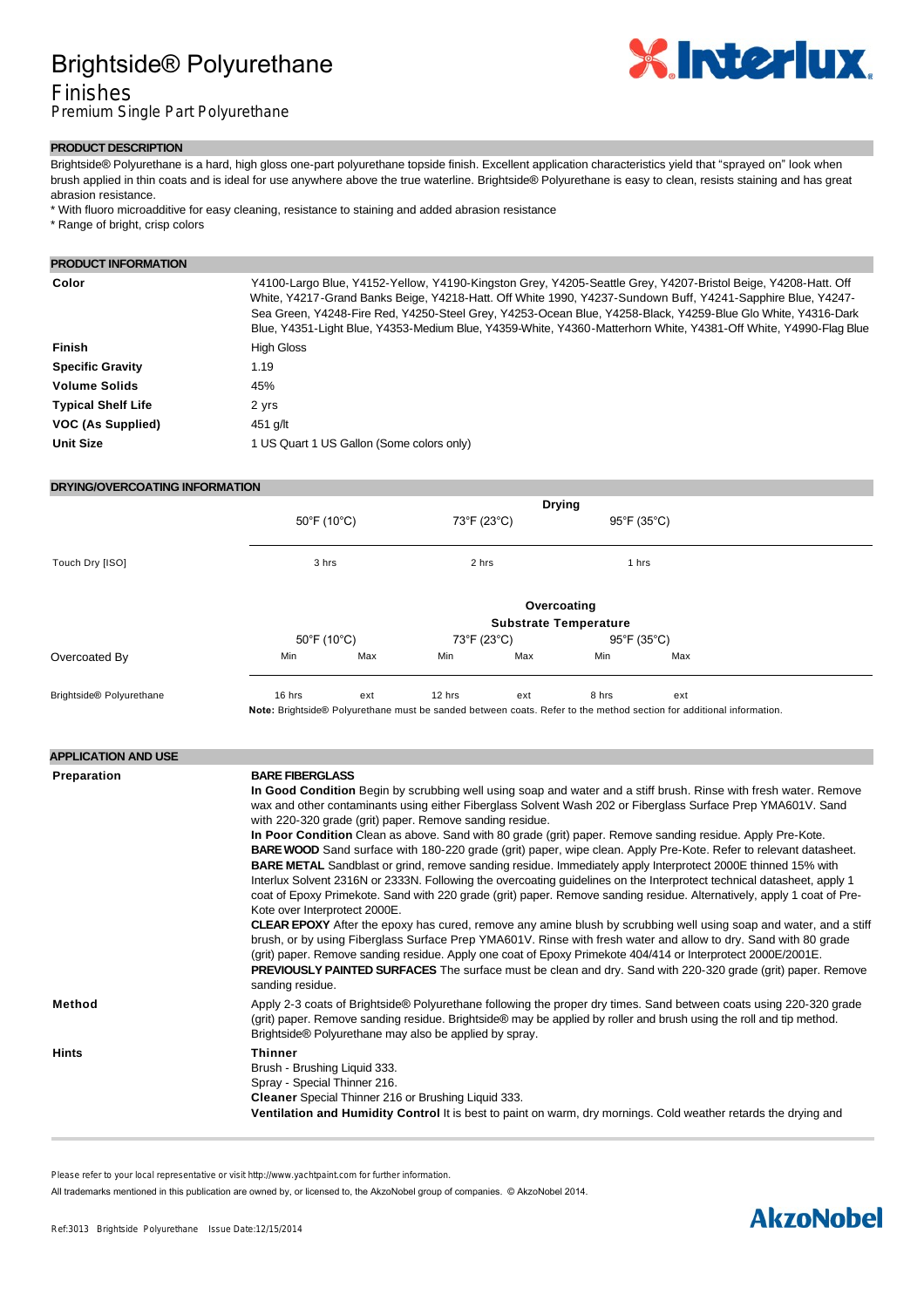# Brightside® Polyurethane

## Finishes

Premium Single Part Polyurethane

## PRODUCT DESCRIPTION

Brightside® Polyurethane is a hard, high gloss one-part polyurethane topside finish. Excellent application characteristics yield that "sprayed on" look when brush applied in thin coats and is ideal for use anywhere above the true waterline. Brightside® Polyurethane is easy to clean, resists staining and has great abrasion resistance.

* With fluoro microadditive for easy cleaning, resistance to staining and added abrasion resistance
* Range of bright, crisp colors

## PRODUCT INFORMATION

| | |
|---|---|
| **Color** | Y4100-Largo Blue, Y4152-Yellow, Y4190-Kingston Grey, Y4205-Seattle Grey, Y4207-Bristol Beige, Y4208-Hatt. Off White, Y4217-Grand Banks Beige, Y4218-Hatt. Off White 1990, Y4237-Sundown Buff, Y4241-Sapphire Blue, Y4247-Sea Green, Y4248-Fire Red, Y4250-Steel Grey, Y4253-Ocean Blue, Y4258-Black, Y4259-Blue Glo White, Y4316-Dark Blue, Y4351-Light Blue, Y4353-Medium Blue, Y4359-White, Y4360-Matterhorn White, Y4381-Off White, Y4990-Flag Blue |
| **Finish** | High Gloss |
| **Specific Gravity** | 1.19 |
| **Volume Solids** | 45% |
| **Typical Shelf Life** | 2 yrs |
| **VOC (As Supplied)** | 451 g/lt |
| **Unit Size** | 1 US Quart 1 US Gallon (Some colors only) |

## DRYING/OVERCOATING INFORMATION

| | Drying | | |
|---|---|---|---|
| | 50°F (10°C) | 73°F (23°C) | 95°F (35°C) |
| Touch Dry [ISO] | 3 hrs | 2 hrs | 1 hrs |

| | Overcoating Substrate Temperature | | | | | |
|---|---|---|---|---|---|---|
| | 50°F (10°C) | | 73°F (23°C) | | 95°F (35°C) | |
| Overcoated By | Min | Max | Min | Max | Min | Max |
| Brightside® Polyurethane | 16 hrs | ext | 12 hrs | ext | 8 hrs | ext |

**Note:** Brightside® Polyurethane must be sanded between coats. Refer to the method section for additional information.

## APPLICATION AND USE

**Preparation**

**BARE FIBERGLASS**

**In Good Condition** Begin by scrubbing well using soap and water and a stiff brush. Rinse with fresh water. Remove wax and other contaminants using either Fiberglass Solvent Wash 202 or Fiberglass Surface Prep YMA601V. Sand with 220-320 grade (grit) paper. Remove sanding residue.

**In Poor Condition** Clean as above. Sand with 80 grade (grit) paper. Remove sanding residue. Apply Pre-Kote.

**BARE WOOD** Sand surface with 180-220 grade (grit) paper, wipe clean. Apply Pre-Kote. Refer to relevant datasheet.

**BARE METAL** Sandblast or grind, remove sanding residue. Immediately apply Interprotect 2000E thinned 15% with Interlux Solvent 2316N or 2333N. Following the overcoating guidelines on the Interprotect technical datasheet, apply 1 coat of Epoxy Primekote. Sand with 220 grade (grit) paper. Remove sanding residue. Alternatively, apply 1 coat of Pre-Kote over Interprotect 2000E.

**CLEAR EPOXY** After the epoxy has cured, remove any amine blush by scrubbing well using soap and water, and a stiff brush, or by using Fiberglass Surface Prep YMA601V. Rinse with fresh water and allow to dry. Sand with 80 grade (grit) paper. Remove sanding residue. Apply one coat of Epoxy Primekote 404/414 or Interprotect 2000E/2001E.

**PREVIOUSLY PAINTED SURFACES** The surface must be clean and dry. Sand with 220-320 grade (grit) paper. Remove sanding residue.

**Method**

Apply 2-3 coats of Brightside® Polyurethane following the proper dry times. Sand between coats using 220-320 grade (grit) paper. Remove sanding residue. Brightside® may be applied by roller and brush using the roll and tip method. Brightside® Polyurethane may also be applied by spray.

**Hints**

**Thinner**

Brush - Brushing Liquid 333.

Spray - Special Thinner 216.

**Cleaner** Special Thinner 216 or Brushing Liquid 333.

**Ventilation and Humidity Control** It is best to paint on warm, dry mornings. Cold weather retards the drying and

Please refer to your local representative or visit http://www.yachtpaint.com for further information.

All trademarks mentioned in this publication are owned by, or licensed to, the AkzoNobel group of companies. © AkzoNobel 2014.

Ref:3013 Brightside Polyurethane Issue Date:12/15/2014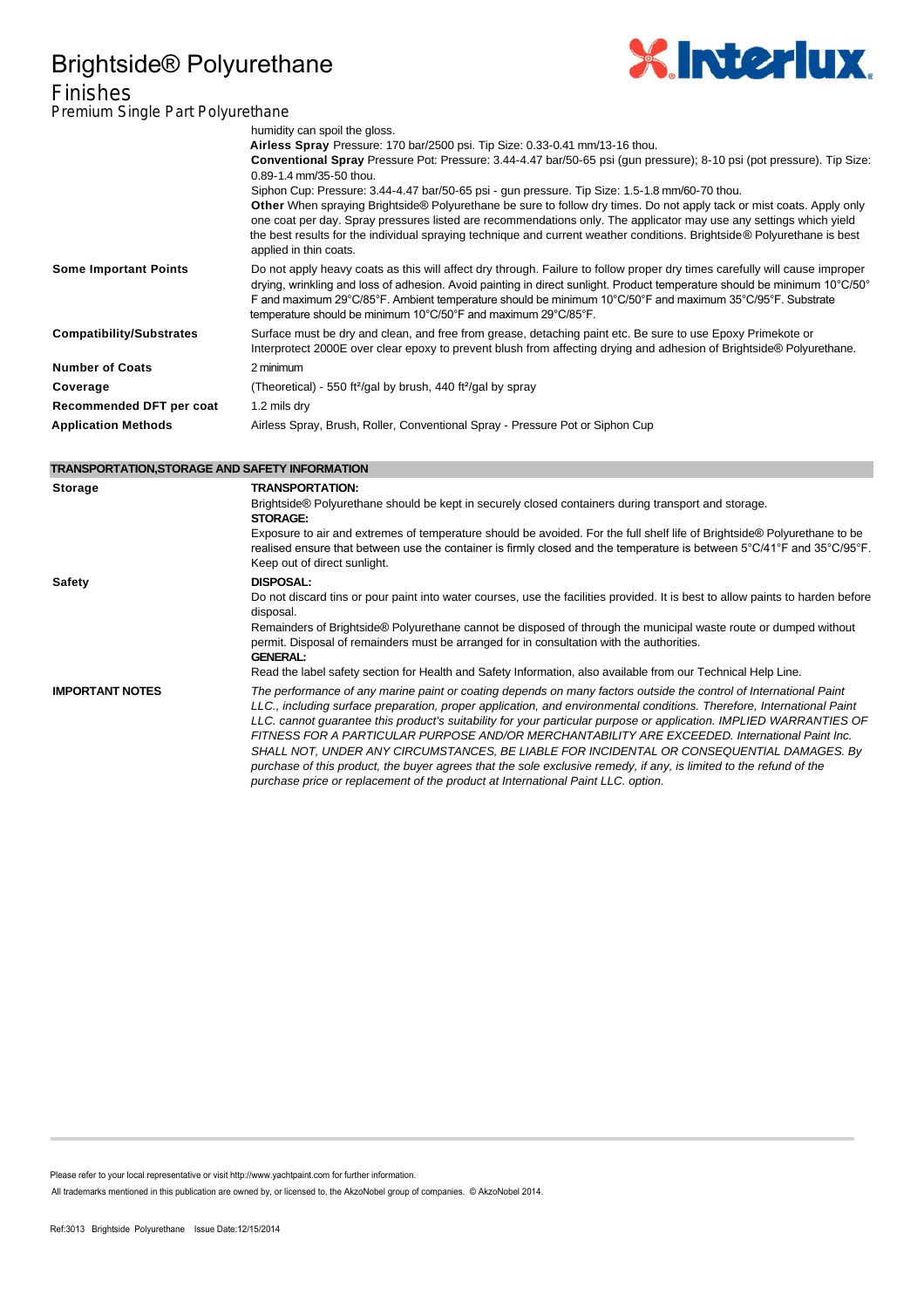| | |
|---|---|
| | humidity can spoil the gloss.<br>**Airless Spray** Pressure: 170 bar/2500 psi. Tip Size: 0.33-0.41 mm/13-16 thou.<br>**Conventional Spray** Pressure Pot: Pressure: 3.44-4.47 bar/50-65 psi (gun pressure); 8-10 psi (pot pressure). Tip Size: 0.89-1.4 mm/35-50 thou.<br>Siphon Cup: Pressure: 3.44-4.47 bar/50-65 psi - gun pressure. Tip Size: 1.5-1.8 mm/60-70 thou.<br>**Other** When spraying Brightside® Polyurethane be sure to follow dry times. Do not apply tack or mist coats. Apply only one coat per day. Spray pressures listed are recommendations only. The applicator may use any settings which yield the best results for the individual spraying technique and current weather conditions. Brightside® Polyurethane is best applied in thin coats. |
| **Some Important Points** | Do not apply heavy coats as this will affect dry through. Failure to follow proper dry times carefully will cause improper drying, wrinkling and loss of adhesion. Avoid painting in direct sunlight. Product temperature should be minimum 10°C/50°F and maximum 29°C/85°F. Ambient temperature should be minimum 10°C/50°F and maximum 35°C/95°F. Substrate temperature should be minimum 10°C/50°F and maximum 29°C/85°F. |
| **Compatibility/Substrates** | Surface must be dry and clean, and free from grease, detaching paint etc. Be sure to use Epoxy Primekote or Interprotect 2000E over clear epoxy to prevent blush from affecting drying and adhesion of Brightside® Polyurethane. |
| **Number of Coats** | 2 minimum |
| **Coverage** | (Theoretical) - 550 ft²/gal by brush, 440 ft²/gal by spray |
| **Recommended DFT per coat** | 1.2 mils dry |
| **Application Methods** | Airless Spray, Brush, Roller, Conventional Spray - Pressure Pot or Siphon Cup |

## TRANSPORTATION,STORAGE AND SAFETY INFORMATION

| | |
|---|---|
| **Storage** | **TRANSPORTATION:**<br>Brightside® Polyurethane should be kept in securely closed containers during transport and storage.<br>**STORAGE:**<br>Exposure to air and extremes of temperature should be avoided. For the full shelf life of Brightside® Polyurethane to be realised ensure that between use the container is firmly closed and the temperature is between 5°C/41°F and 35°C/95°F. Keep out of direct sunlight. |
| **Safety** | **DISPOSAL:**<br>Do not discard tins or pour paint into water courses, use the facilities provided. It is best to allow paints to harden before disposal.<br>Remainders of Brightside® Polyurethane cannot be disposed of through the municipal waste route or dumped without permit. Disposal of remainders must be arranged for in consultation with the authorities.<br>**GENERAL:**<br>Read the label safety section for Health and Safety Information, also available from our Technical Help Line. |
| **IMPORTANT NOTES** | *The performance of any marine paint or coating depends on many factors outside the control of International Paint LLC., including surface preparation, proper application, and environmental conditions. Therefore, International Paint LLC. cannot guarantee this product's suitability for your particular purpose or application. IMPLIED WARRANTIES OF FITNESS FOR A PARTICULAR PURPOSE AND/OR MERCHANTABILITY ARE EXCEEDED. International Paint Inc. SHALL NOT, UNDER ANY CIRCUMSTANCES, BE LIABLE FOR INCIDENTAL OR CONSEQUENTIAL DAMAGES. By purchase of this product, the buyer agrees that the sole exclusive remedy, if any, is limited to the refund of the purchase price or replacement of the product at International Paint LLC. option.* |

Please refer to your local representative or visit http://www.yachtpaint.com for further information.

All trademarks mentioned in this publication are owned by, or licensed to, the AkzoNobel group of companies. © AkzoNobel 2014.

Ref:3013 Brightside Polyurethane Issue Date:12/15/2014